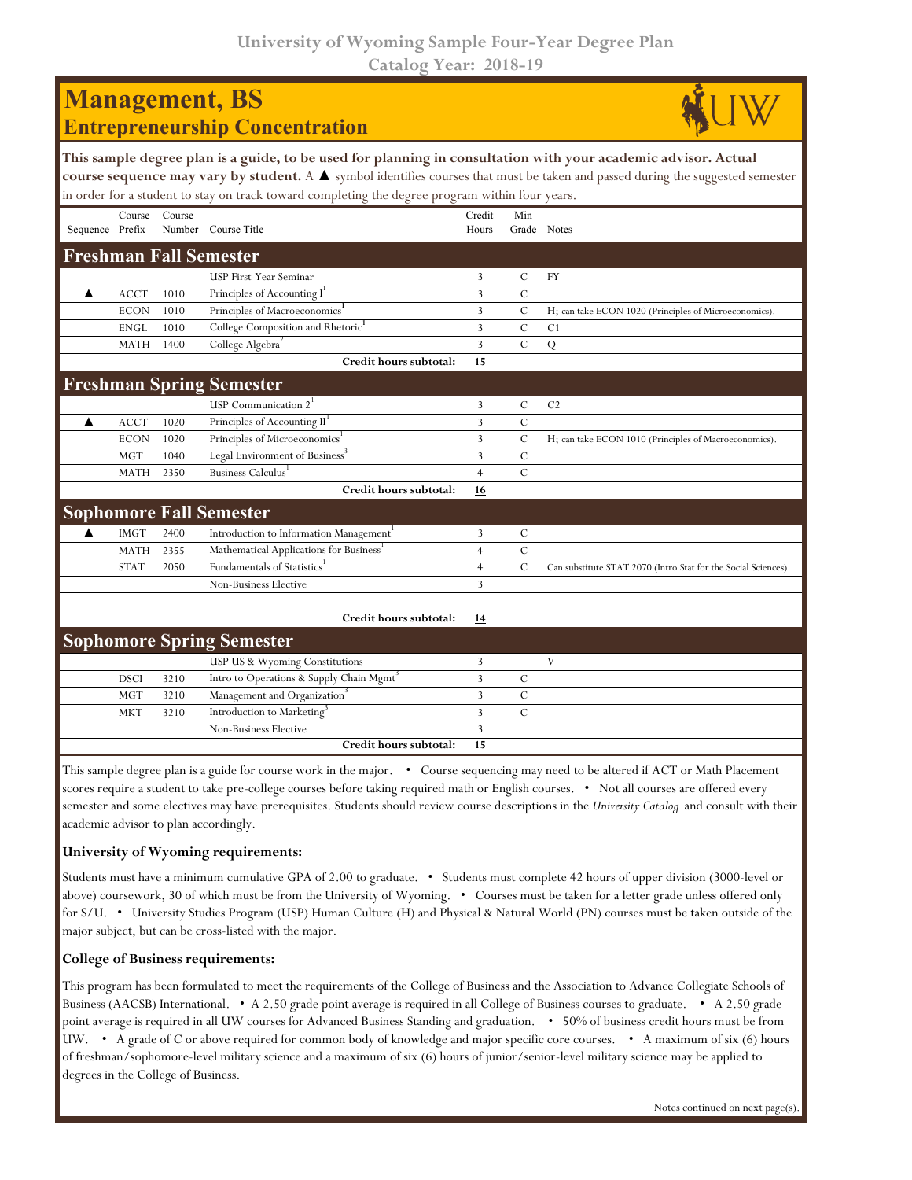# University of Wyoming Sample Four-Year Degree Plan

## Catalog Year: 2018-19

# Management, BS

## Entrepreneurship Concentration

**This sample degree plan is a guide, to be used for planning in consultation with your academic advisor. Actual course sequence may vary by student.** A ▲ symbol identifies courses that must be taken and passed during the suggested semester in order for a student to stay on track toward completing the degree program within four years.

| Sequence | Course Prefix | Course Number | Course Title | Credit Hours | Min Grade | Notes |
|---|---|---|---|---|---|---|
| **Freshman Fall Semester** | | | | | | |
| | | | USP First-Year Seminar | 3 | C | FY |
| ▲ | ACCT | 1010 | Principles of Accounting I[1] | 3 | C | |
| | ECON | 1010 | Principles of Macroeconomics[1] | 3 | C | H; can take ECON 1020 (Principles of Microeconomics). |
| | ENGL | 1010 | College Composition and Rhetoric[1] | 3 | C | C1 |
| | MATH | 1400 | College Algebra[2] | 3 | C | Q |
| | | | **Credit hours subtotal:** | **15** | | |
| **Freshman Spring Semester** | | | | | | |
| | | | USP Communication 2[1] | 3 | C | C2 |
| ▲ | ACCT | 1020 | Principles of Accounting II[1] | 3 | C | |
| | ECON | 1020 | Principles of Microeconomics[1] | 3 | C | H; can take ECON 1010 (Principles of Macroeconomics). |
| | MGT | 1040 | Legal Environment of Business[3] | 3 | C | |
| | MATH | 2350 | Business Calculus[1] | 4 | C | |
| | | | **Credit hours subtotal:** | **16** | | |
| **Sophomore Fall Semester** | | | | | | |
| ▲ | IMGT | 2400 | Introduction to Information Management[1] | 3 | C | |
| | MATH | 2355 | Mathematical Applications for Business[1] | 4 | C | |
| | STAT | 2050 | Fundamentals of Statistics[1] | 4 | C | Can substitute STAT 2070 (Intro Stat for the Social Sciences). |
| | | | Non-Business Elective | 3 | | |
| | | | | | | |
| | | | **Credit hours subtotal:** | **14** | | |
| **Sophomore Spring Semester** | | | | | | |
| | | | USP US & Wyoming Constitutions | 3 | | V |
| | DSCI | 3210 | Intro to Operations & Supply Chain Mgmt[3] | 3 | C | |
| | MGT | 3210 | Management and Organization[3] | 3 | C | |
| | MKT | 3210 | Introduction to Marketing[3] | 3 | C | |
| | | | Non-Business Elective | 3 | | |
| | | | **Credit hours subtotal:** | **15** | | |

This sample degree plan is a guide for course work in the major. • Course sequencing may need to be altered if ACT or Math Placement scores require a student to take pre-college courses before taking required math or English courses. • Not all courses are offered every semester and some electives may have prerequisites. Students should review course descriptions in the *University Catalog* and consult with their academic advisor to plan accordingly.

### University of Wyoming requirements:

Students must have a minimum cumulative GPA of 2.00 to graduate. • Students must complete 42 hours of upper division (3000-level or above) coursework, 30 of which must be from the University of Wyoming. • Courses must be taken for a letter grade unless offered only for S/U. • University Studies Program (USP) Human Culture (H) and Physical & Natural World (PN) courses must be taken outside of the major subject, but can be cross-listed with the major.

### College of Business requirements:

This program has been formulated to meet the requirements of the College of Business and the Association to Advance Collegiate Schools of Business (AACSB) International. • A 2.50 grade point average is required in all College of Business courses to graduate. • A 2.50 grade point average is required in all UW courses for Advanced Business Standing and graduation. • 50% of business credit hours must be from UW. • A grade of C or above required for common body of knowledge and major specific core courses. • A maximum of six (6) hours of freshman/sophomore-level military science and a maximum of six (6) hours of junior/senior-level military science may be applied to degrees in the College of Business.

Notes continued on next page(s).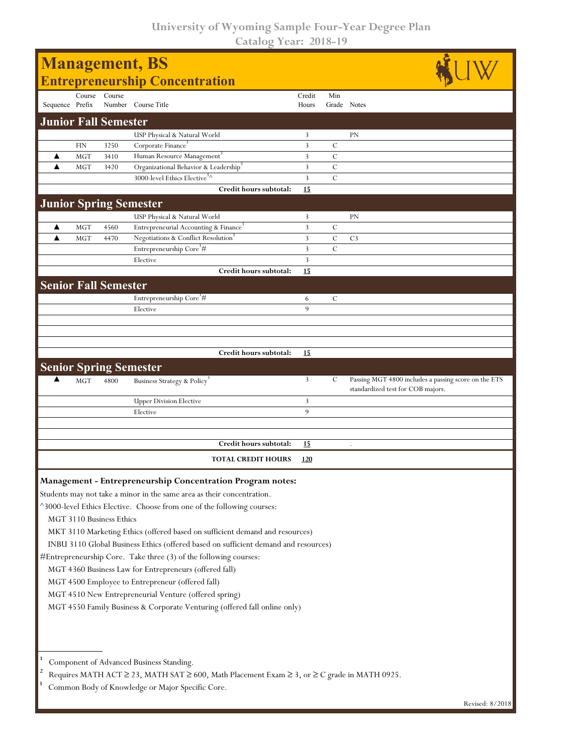# University of Wyoming Sample Four-Year Degree Plan

Catalog Year: 2018-19

## Management, BS

### Entrepreneurship Concentration

| Sequence | Course Prefix | Course Number | Course Title | Credit Hours | Min Grade | Notes |
|---|---|---|---|---|---|---|
| **Junior Fall Semester** | | | | | | |
| | | | USP Physical & Natural World | 3 | | PN |
| | FIN | 3250 | Corporate Finance[3] | 3 | C | |
| ▲ | MGT | 3410 | Human Resource Management[3] | 3 | C | |
| ▲ | MGT | 3420 | Organizational Behavior & Leadership[3] | 3 | C | |
| | | | 3000-level Ethics Elective[3]^ | 3 | C | |
| | | | **Credit hours subtotal:** | **15** | | |
| **Junior Spring Semester** | | | | | | |
| | | | USP Physical & Natural World | 3 | | PN |
| ▲ | MGT | 4560 | Entrepreneurial Accounting & Finance[3] | 3 | C | |
| ▲ | MGT | 4470 | Negotiations & Conflict Resolution[3] | 3 | C | C3 |
| | | | Entrepreneurship Core[3]# | 3 | C | |
| | | | Elective | 3 | | |
| | | | **Credit hours subtotal:** | **15** | | |
| **Senior Fall Semester** | | | | | | |
| | | | Entrepreneurship Core[3]# | 6 | C | |
| | | | Elective | 9 | | |
| | | | **Credit hours subtotal:** | **15** | | |
| **Senior Spring Semester** | | | | | | |
| ▲ | MGT | 4800 | Business Strategy & Policy[3] | 3 | C | Passing MGT 4800 includes a passing score on the ETS standardized test for COB majors. |
| | | | Upper Division Elective | 3 | | |
| | | | Elective | 9 | | |
| | | | **Credit hours subtotal:** | **15** | | . |
| | | | **TOTAL CREDIT HOURS** | **120** | | |

**Management - Entrepreneurship Concentration Program notes:**

Students may not take a minor in the same area as their concentration.

^3000-level Ethics Elective. Choose from one of the following courses:

- MGT 3110 Business Ethics
- MKT 3110 Marketing Ethics (offered based on sufficient demand and resources)
- INBU 3110 Global Business Ethics (offered based on sufficient demand and resources)

#Entrepreneurship Core. Take three (3) of the following courses:

- MGT 4360 Business Law for Entrepreneurs (offered fall)
- MGT 4500 Employee to Entrepreneur (offered fall)
- MGT 4510 New Entrepreneurial Venture (offered spring)
- MGT 4550 Family Business & Corporate Venturing (offered fall online only)

---

[1] Component of Advanced Business Standing.

[2] Requires MATH ACT ≥ 23, MATH SAT ≥ 600, Math Placement Exam ≥ 3, or ≥ C grade in MATH 0925.

[3] Common Body of Knowledge or Major Specific Core.

Revised: 8/2018